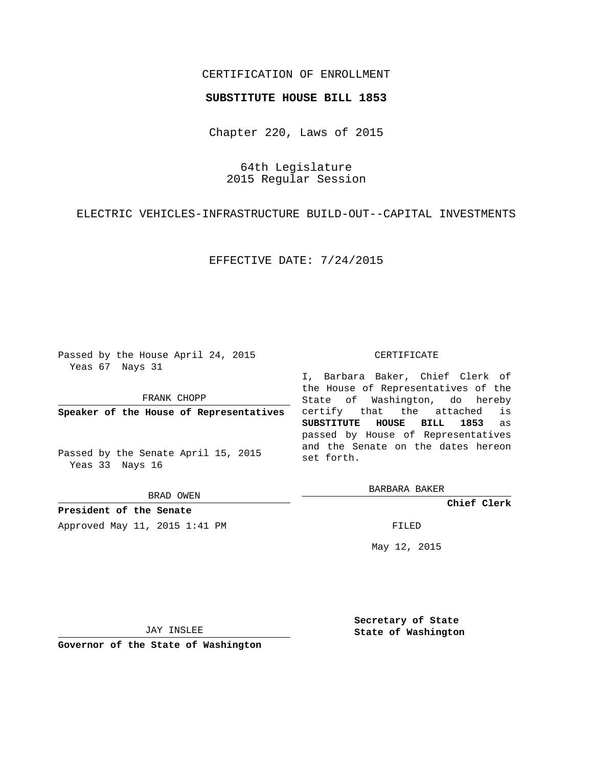CERTIFICATION OF ENROLLMENT

**SUBSTITUTE HOUSE BILL 1853**

Chapter 220, Laws of 2015

64th Legislature
2015 Regular Session

ELECTRIC VEHICLES-INFRASTRUCTURE BUILD-OUT--CAPITAL INVESTMENTS

EFFECTIVE DATE: 7/24/2015

Passed by the House April 24, 2015
Yeas 67 Nays 31

FRANK CHOPP

**Speaker of the House of Representatives**

Passed by the Senate April 15, 2015
Yeas 33 Nays 16

BRAD OWEN

**President of the Senate**

Approved May 11, 2015 1:41 PM

JAY INSLEE

**Governor of the State of Washington**

CERTIFICATE

I, Barbara Baker, Chief Clerk of the House of Representatives of the State of Washington, do hereby certify that the attached is **SUBSTITUTE HOUSE BILL 1853** as passed by House of Representatives and the Senate on the dates hereon set forth.

BARBARA BAKER

**Chief Clerk**

FILED

May 12, 2015

**Secretary of State**
**State of Washington**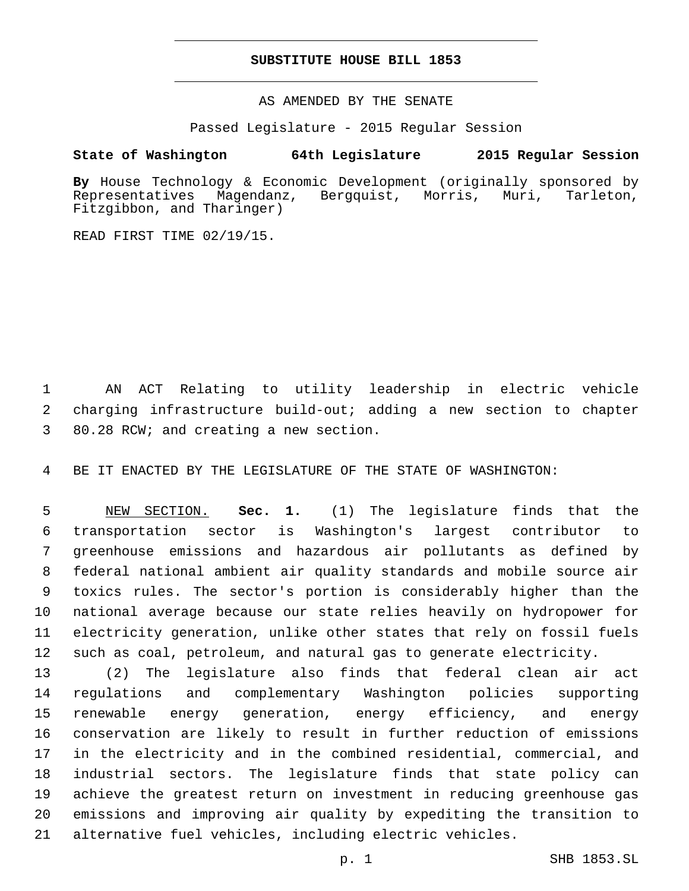# SUBSTITUTE HOUSE BILL 1853

AS AMENDED BY THE SENATE

Passed Legislature - 2015 Regular Session

**State of Washington 64th Legislature 2015 Regular Session**

**By** House Technology & Economic Development (originally sponsored by Representatives Magendanz, Bergquist, Morris, Muri, Tarleton, Fitzgibbon, and Tharinger)

READ FIRST TIME 02/19/15.

AN ACT Relating to utility leadership in electric vehicle charging infrastructure build-out; adding a new section to chapter 80.28 RCW; and creating a new section.

BE IT ENACTED BY THE LEGISLATURE OF THE STATE OF WASHINGTON:

NEW SECTION. **Sec. 1.** (1) The legislature finds that the transportation sector is Washington's largest contributor to greenhouse emissions and hazardous air pollutants as defined by federal national ambient air quality standards and mobile source air toxics rules. The sector's portion is considerably higher than the national average because our state relies heavily on hydropower for electricity generation, unlike other states that rely on fossil fuels such as coal, petroleum, and natural gas to generate electricity.

(2) The legislature also finds that federal clean air act regulations and complementary Washington policies supporting renewable energy generation, energy efficiency, and energy conservation are likely to result in further reduction of emissions in the electricity and in the combined residential, commercial, and industrial sectors. The legislature finds that state policy can achieve the greatest return on investment in reducing greenhouse gas emissions and improving air quality by expediting the transition to alternative fuel vehicles, including electric vehicles.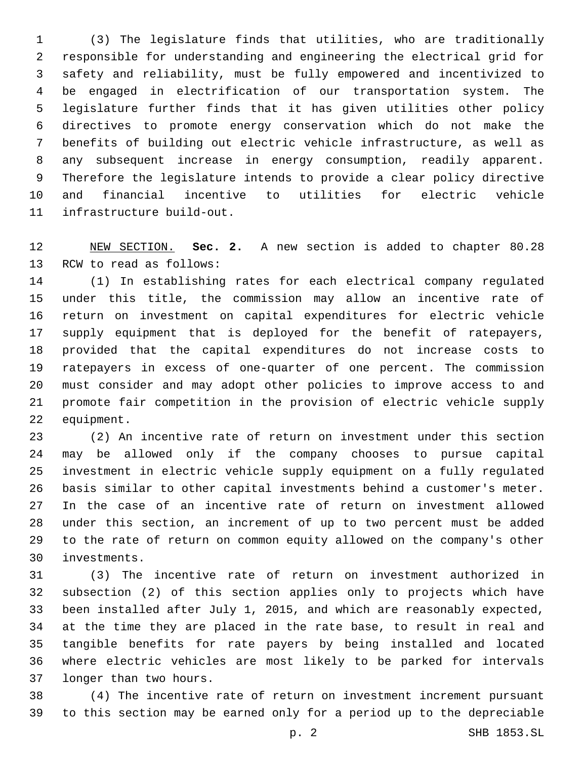(3) The legislature finds that utilities, who are traditionally responsible for understanding and engineering the electrical grid for safety and reliability, must be fully empowered and incentivized to be engaged in electrification of our transportation system. The legislature further finds that it has given utilities other policy directives to promote energy conservation which do not make the benefits of building out electric vehicle infrastructure, as well as any subsequent increase in energy consumption, readily apparent. Therefore the legislature intends to provide a clear policy directive and financial incentive to utilities for electric vehicle infrastructure build-out.

NEW SECTION. **Sec. 2.** A new section is added to chapter 80.28 RCW to read as follows:

(1) In establishing rates for each electrical company regulated under this title, the commission may allow an incentive rate of return on investment on capital expenditures for electric vehicle supply equipment that is deployed for the benefit of ratepayers, provided that the capital expenditures do not increase costs to ratepayers in excess of one-quarter of one percent. The commission must consider and may adopt other policies to improve access to and promote fair competition in the provision of electric vehicle supply equipment.

(2) An incentive rate of return on investment under this section may be allowed only if the company chooses to pursue capital investment in electric vehicle supply equipment on a fully regulated basis similar to other capital investments behind a customer's meter. In the case of an incentive rate of return on investment allowed under this section, an increment of up to two percent must be added to the rate of return on common equity allowed on the company's other investments.

(3) The incentive rate of return on investment authorized in subsection (2) of this section applies only to projects which have been installed after July 1, 2015, and which are reasonably expected, at the time they are placed in the rate base, to result in real and tangible benefits for rate payers by being installed and located where electric vehicles are most likely to be parked for intervals longer than two hours.

(4) The incentive rate of return on investment increment pursuant to this section may be earned only for a period up to the depreciable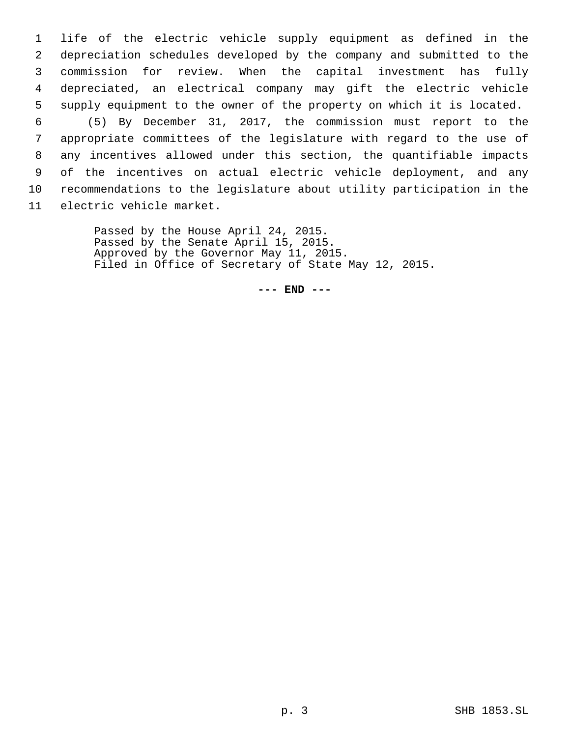life of the electric vehicle supply equipment as defined in the depreciation schedules developed by the company and submitted to the commission for review. When the capital investment has fully depreciated, an electrical company may gift the electric vehicle supply equipment to the owner of the property on which it is located.

(5) By December 31, 2017, the commission must report to the appropriate committees of the legislature with regard to the use of any incentives allowed under this section, the quantifiable impacts of the incentives on actual electric vehicle deployment, and any recommendations to the legislature about utility participation in the electric vehicle market.

Passed by the House April 24, 2015.
Passed by the Senate April 15, 2015.
Approved by the Governor May 11, 2015.
Filed in Office of Secretary of State May 12, 2015.

**--- END ---**